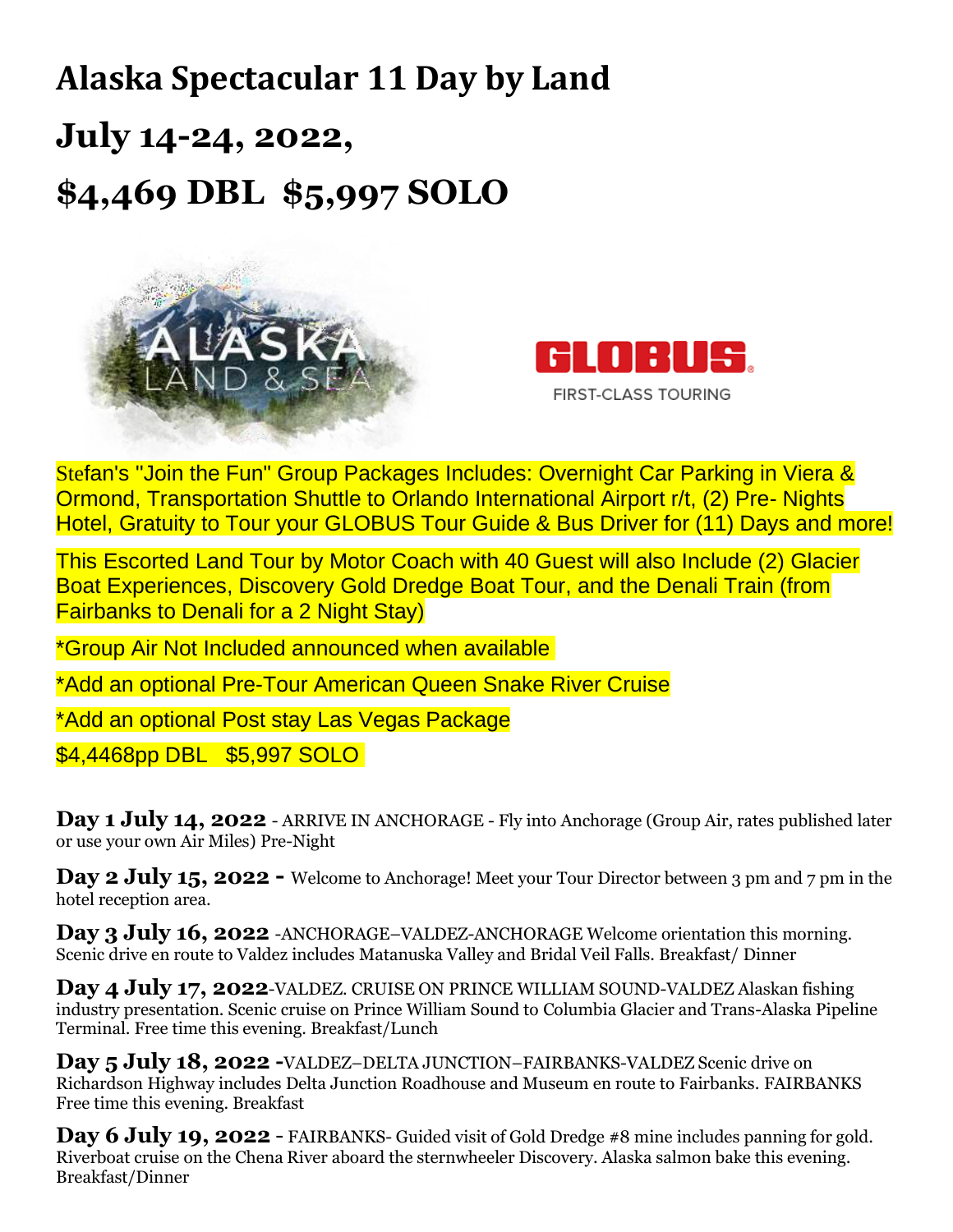# Alaska Spectacular 11 Day by Land

# July 14-24, 2022,

# $4,469 DBL  $5,997 SOLO

ALASKA LAND & SEA

GLOBUS. FIRST-CLASS TOURING

Stefan's "Join the Fun" Group Packages Includes: Overnight Car Parking in Viera & Ormond, Transportation Shuttle to Orlando International Airport r/t, (2) Pre- Nights Hotel, Gratuity to Tour your GLOBUS Tour Guide & Bus Driver for (11) Days and more!

This Escorted Land Tour by Motor Coach with 40 Guest will also Include (2) Glacier Boat Experiences, Discovery Gold Dredge Boat Tour, and the Denali Train (from Fairbanks to Denali for a 2 Night Stay)

*Group Air Not Included announced when available

*Add an optional Pre-Tour American Queen Snake River Cruise

*Add an optional Post stay Las Vegas Package

$4,4468pp DBL   $5,997 SOLO

**Day 1 July 14, 2022** - ARRIVE IN ANCHORAGE - Fly into Anchorage (Group Air, rates published later or use your own Air Miles) Pre-Night

**Day 2 July 15, 2022 -** Welcome to Anchorage! Meet your Tour Director between 3 pm and 7 pm in the hotel reception area.

**Day 3 July 16, 2022** -ANCHORAGE–VALDEZ-ANCHORAGE Welcome orientation this morning. Scenic drive en route to Valdez includes Matanuska Valley and Bridal Veil Falls. Breakfast/ Dinner

**Day 4 July 17, 2022**-VALDEZ. CRUISE ON PRINCE WILLIAM SOUND-VALDEZ Alaskan fishing industry presentation. Scenic cruise on Prince William Sound to Columbia Glacier and Trans-Alaska Pipeline Terminal. Free time this evening. Breakfast/Lunch

**Day 5 July 18, 2022 -**VALDEZ–DELTA JUNCTION–FAIRBANKS-VALDEZ Scenic drive on Richardson Highway includes Delta Junction Roadhouse and Museum en route to Fairbanks. FAIRBANKS Free time this evening. Breakfast

**Day 6 July 19, 2022** - FAIRBANKS- Guided visit of Gold Dredge #8 mine includes panning for gold. Riverboat cruise on the Chena River aboard the sternwheeler Discovery. Alaska salmon bake this evening. Breakfast/Dinner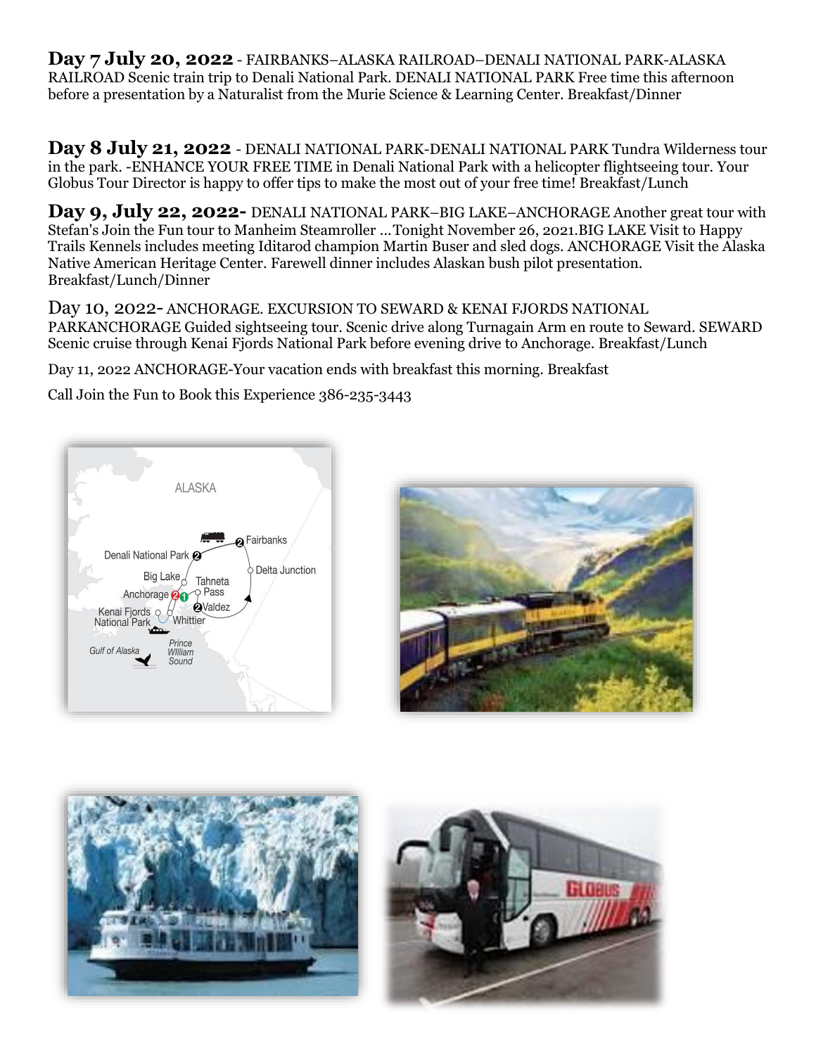**Day 7 July 20, 2022** - FAIRBANKS–ALASKA RAILROAD–DENALI NATIONAL PARK-ALASKA RAILROAD Scenic train trip to Denali National Park. DENALI NATIONAL PARK Free time this afternoon before a presentation by a Naturalist from the Murie Science & Learning Center. Breakfast/Dinner

**Day 8 July 21, 2022** - DENALI NATIONAL PARK-DENALI NATIONAL PARK Tundra Wilderness tour in the park. -ENHANCE YOUR FREE TIME in Denali National Park with a helicopter flightseeing tour. Your Globus Tour Director is happy to offer tips to make the most out of your free time! Breakfast/Lunch

**Day 9, July 22, 2022-** DENALI NATIONAL PARK–BIG LAKE–ANCHORAGE Another great tour with Stefan's Join the Fun tour to Manheim Steamroller …Tonight November 26, 2021.BIG LAKE Visit to Happy Trails Kennels includes meeting Iditarod champion Martin Buser and sled dogs. ANCHORAGE Visit the Alaska Native American Heritage Center. Farewell dinner includes Alaskan bush pilot presentation. Breakfast/Lunch/Dinner

Day 10, 2022- ANCHORAGE. EXCURSION TO SEWARD & KENAI FJORDS NATIONAL PARKANCHORAGE Guided sightseeing tour. Scenic drive along Turnagain Arm en route to Seward. SEWARD Scenic cruise through Kenai Fjords National Park before evening drive to Anchorage. Breakfast/Lunch

Day 11, 2022 ANCHORAGE-Your vacation ends with breakfast this morning. Breakfast

Call Join the Fun to Book this Experience 386-235-3443